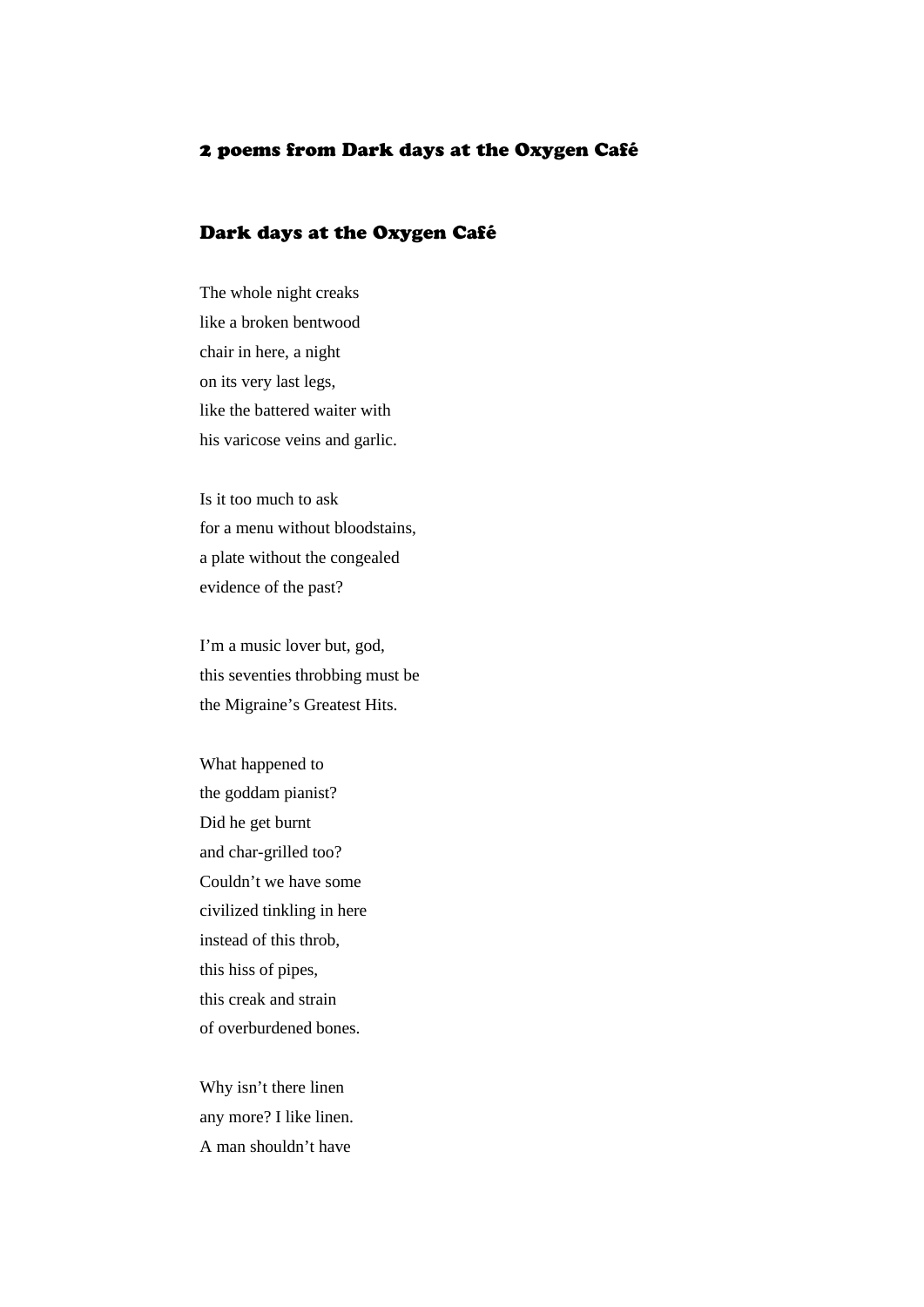## 2 poems from Dark days at the Oxygen Café

### Dark days at the Oxygen Café

The whole night creaks
like a broken bentwood
chair in here, a night
on its very last legs,
like the battered waiter with
his varicose veins and garlic.

Is it too much to ask
for a menu without bloodstains,
a plate without the congealed
evidence of the past?

I'm a music lover but, god,
this seventies throbbing must be
the Migraine's Greatest Hits.

What happened to
the goddam pianist?
Did he get burnt
and char-grilled too?
Couldn't we have some
civilized tinkling in here
instead of this throb,
this hiss of pipes,
this creak and strain
of overburdened bones.

Why isn't there linen
any more? I like linen.
A man shouldn't have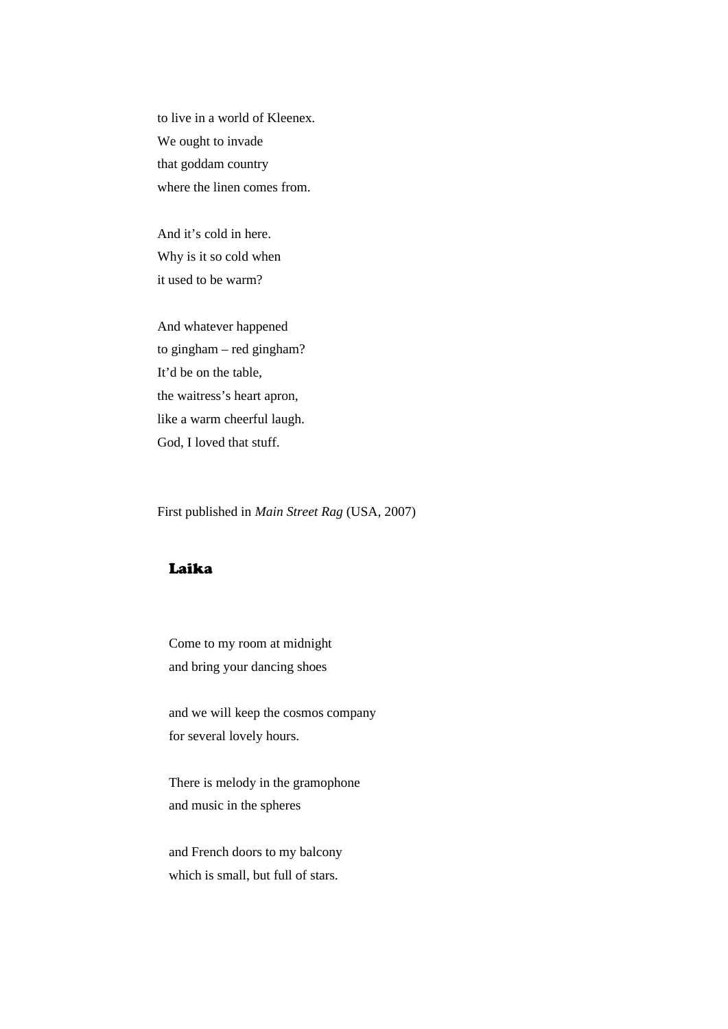to live in a world of Kleenex.  
We ought to invade  
that goddam country  
where the linen comes from.

And it's cold in here.  
Why is it so cold when  
it used to be warm?

And whatever happened  
to gingham – red gingham?  
It'd be on the table,  
the waitress's heart apron,  
like a warm cheerful laugh.  
God, I loved that stuff.

First published in *Main Street Rag* (USA, 2007)

## Laika

Come to my room at midnight  
and bring your dancing shoes

and we will keep the cosmos company  
for several lovely hours.

There is melody in the gramophone  
and music in the spheres

and French doors to my balcony  
which is small, but full of stars.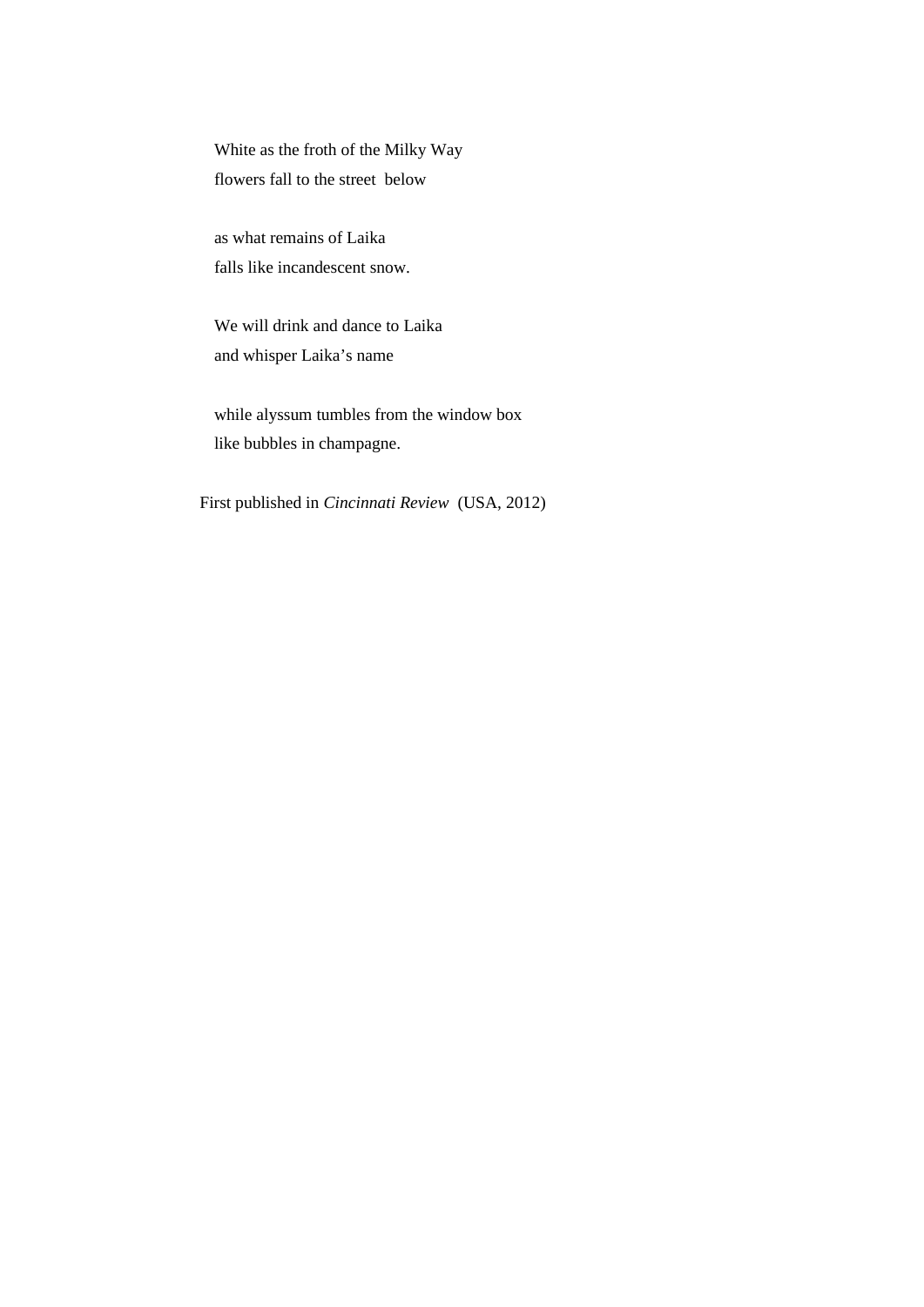White as the froth of the Milky Way
flowers fall to the street below

as what remains of Laika
falls like incandescent snow.

We will drink and dance to Laika
and whisper Laika's name

while alyssum tumbles from the window box
like bubbles in champagne.

First published in *Cincinnati Review* (USA, 2012)